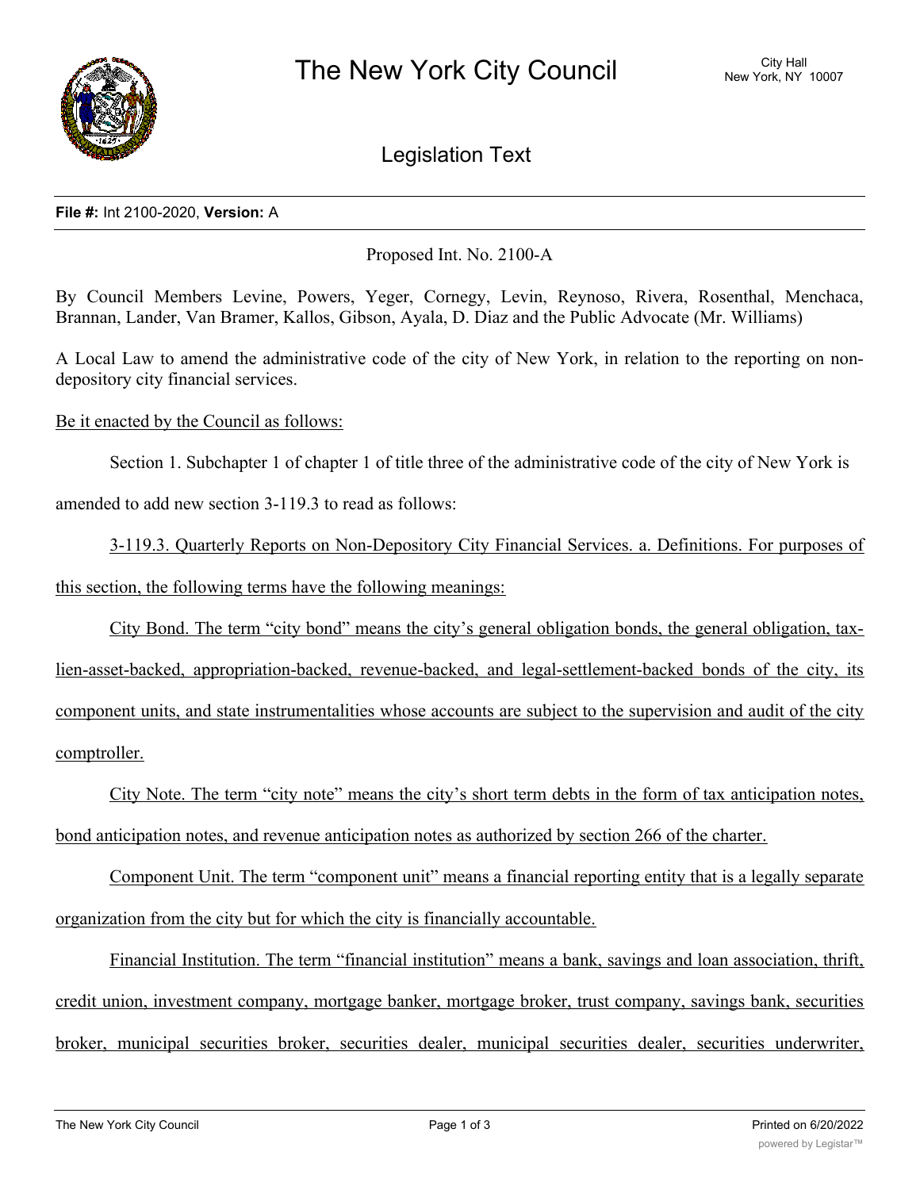# The New York City Council

City Hall
New York, NY 10007

## Legislation Text

**File #:** Int 2100-2020, **Version:** A

Proposed Int. No. 2100-A

By Council Members Levine, Powers, Yeger, Cornegy, Levin, Reynoso, Rivera, Rosenthal, Menchaca, Brannan, Lander, Van Bramer, Kallos, Gibson, Ayala, D. Diaz and the Public Advocate (Mr. Williams)

A Local Law to amend the administrative code of the city of New York, in relation to the reporting on non-depository city financial services.

Be it enacted by the Council as follows:

Section 1. Subchapter 1 of chapter 1 of title three of the administrative code of the city of New York is amended to add new section 3-119.3 to read as follows:

3-119.3. Quarterly Reports on Non-Depository City Financial Services. a. Definitions. For purposes of this section, the following terms have the following meanings:

City Bond. The term "city bond" means the city's general obligation bonds, the general obligation, tax-lien-asset-backed, appropriation-backed, revenue-backed, and legal-settlement-backed bonds of the city, its component units, and state instrumentalities whose accounts are subject to the supervision and audit of the city comptroller.

City Note. The term "city note" means the city's short term debts in the form of tax anticipation notes, bond anticipation notes, and revenue anticipation notes as authorized by section 266 of the charter.

Component Unit. The term "component unit" means a financial reporting entity that is a legally separate organization from the city but for which the city is financially accountable.

Financial Institution. The term "financial institution" means a bank, savings and loan association, thrift, credit union, investment company, mortgage banker, mortgage broker, trust company, savings bank, securities broker, municipal securities broker, securities dealer, municipal securities dealer, securities underwriter,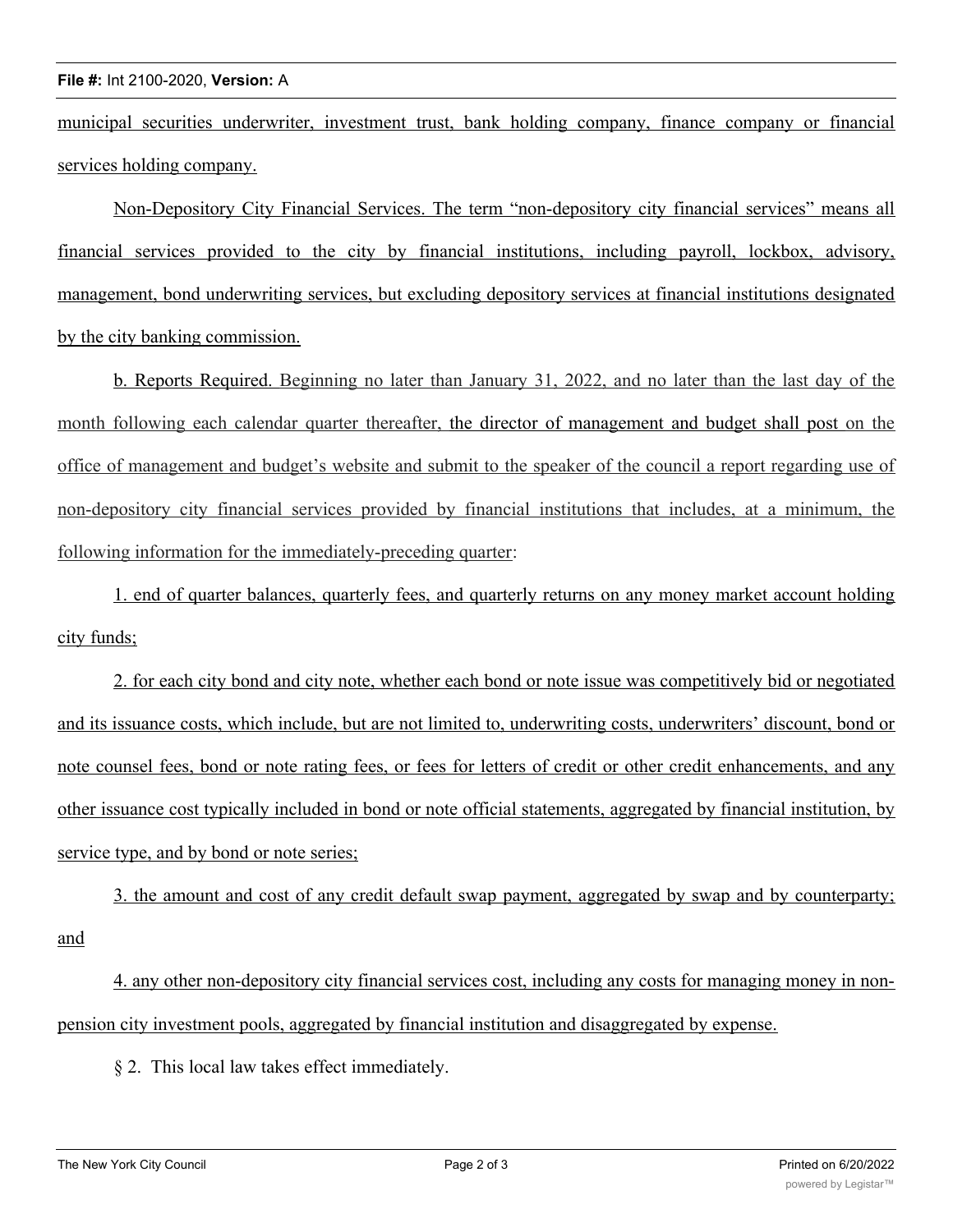municipal securities underwriter, investment trust, bank holding company, finance company or financial services holding company.

Non-Depository City Financial Services. The term "non-depository city financial services" means all financial services provided to the city by financial institutions, including payroll, lockbox, advisory, management, bond underwriting services, but excluding depository services at financial institutions designated by the city banking commission.

b. Reports Required. Beginning no later than January 31, 2022, and no later than the last day of the month following each calendar quarter thereafter, the director of management and budget shall post on the office of management and budget's website and submit to the speaker of the council a report regarding use of non-depository city financial services provided by financial institutions that includes, at a minimum, the following information for the immediately-preceding quarter:

1. end of quarter balances, quarterly fees, and quarterly returns on any money market account holding city funds;

2. for each city bond and city note, whether each bond or note issue was competitively bid or negotiated and its issuance costs, which include, but are not limited to, underwriting costs, underwriters' discount, bond or note counsel fees, bond or note rating fees, or fees for letters of credit or other credit enhancements, and any other issuance cost typically included in bond or note official statements, aggregated by financial institution, by service type, and by bond or note series;

3. the amount and cost of any credit default swap payment, aggregated by swap and by counterparty; and

4. any other non-depository city financial services cost, including any costs for managing money in non-pension city investment pools, aggregated by financial institution and disaggregated by expense.

§ 2. This local law takes effect immediately.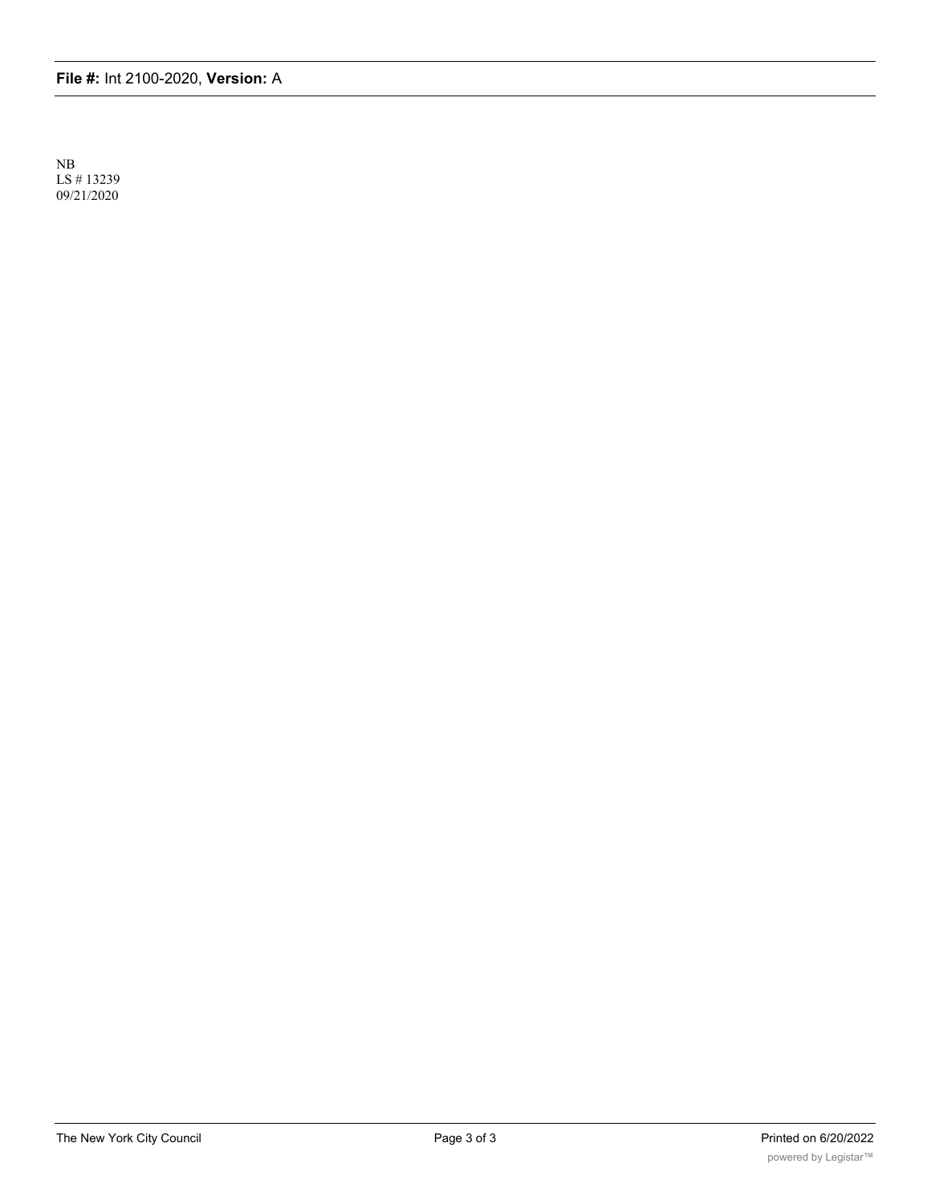NB
LS # 13239
09/21/2020